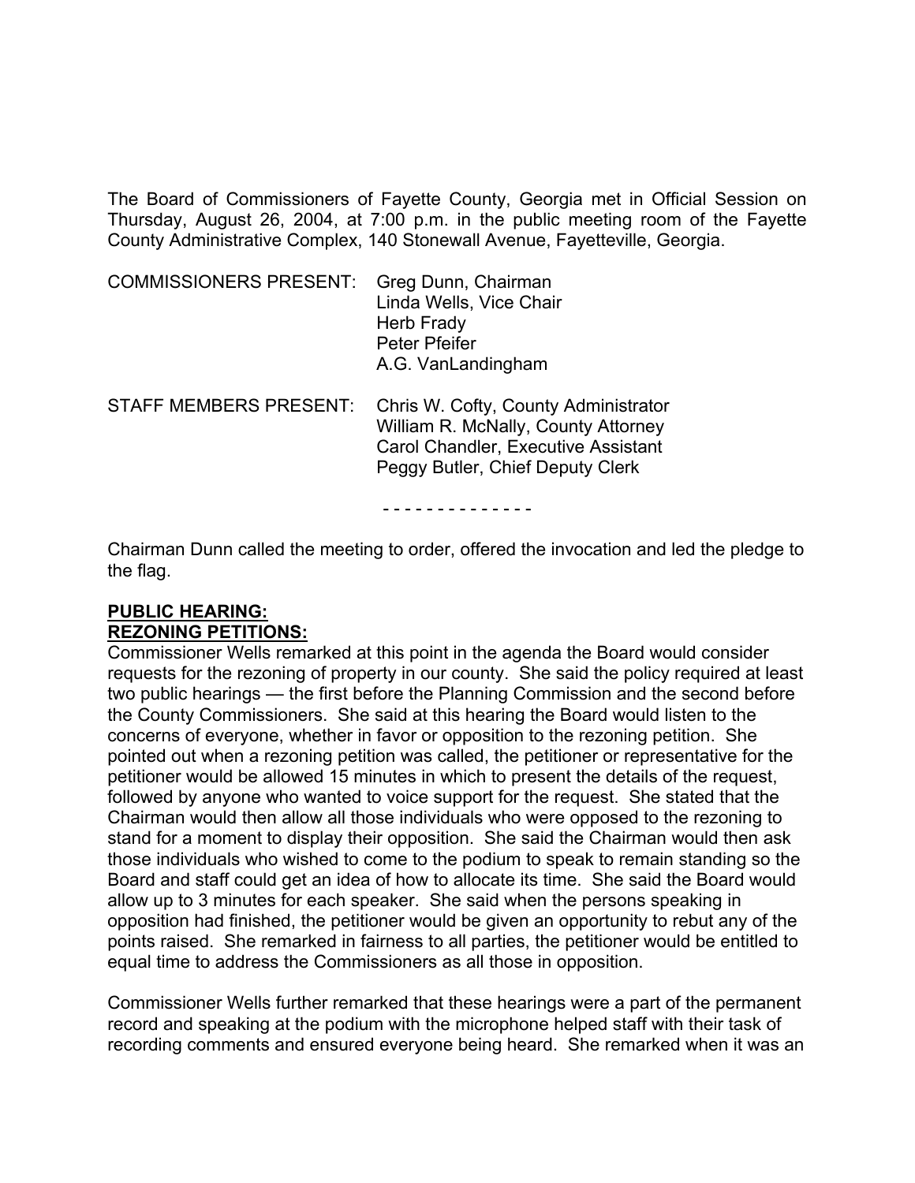The Board of Commissioners of Fayette County, Georgia met in Official Session on Thursday, August 26, 2004, at 7:00 p.m. in the public meeting room of the Fayette County Administrative Complex, 140 Stonewall Avenue, Fayetteville, Georgia.

| | |
|---|---|
| COMMISSIONERS PRESENT: | Greg Dunn, Chairman<br>Linda Wells, Vice Chair<br>Herb Frady<br>Peter Pfeifer<br>A.G. VanLandingham |
| STAFF MEMBERS PRESENT: | Chris W. Cofty, County Administrator<br>William R. McNally, County Attorney<br>Carol Chandler, Executive Assistant<br>Peggy Butler, Chief Deputy Clerk |

\- - - - - - - - - - - - - -

Chairman Dunn called the meeting to order, offered the invocation and led the pledge to the flag.

**PUBLIC HEARING:**
**REZONING PETITIONS:**

Commissioner Wells remarked at this point in the agenda the Board would consider requests for the rezoning of property in our county. She said the policy required at least two public hearings — the first before the Planning Commission and the second before the County Commissioners. She said at this hearing the Board would listen to the concerns of everyone, whether in favor or opposition to the rezoning petition. She pointed out when a rezoning petition was called, the petitioner or representative for the petitioner would be allowed 15 minutes in which to present the details of the request, followed by anyone who wanted to voice support for the request. She stated that the Chairman would then allow all those individuals who were opposed to the rezoning to stand for a moment to display their opposition. She said the Chairman would then ask those individuals who wished to come to the podium to speak to remain standing so the Board and staff could get an idea of how to allocate its time. She said the Board would allow up to 3 minutes for each speaker. She said when the persons speaking in opposition had finished, the petitioner would be given an opportunity to rebut any of the points raised. She remarked in fairness to all parties, the petitioner would be entitled to equal time to address the Commissioners as all those in opposition.

Commissioner Wells further remarked that these hearings were a part of the permanent record and speaking at the podium with the microphone helped staff with their task of recording comments and ensured everyone being heard. She remarked when it was an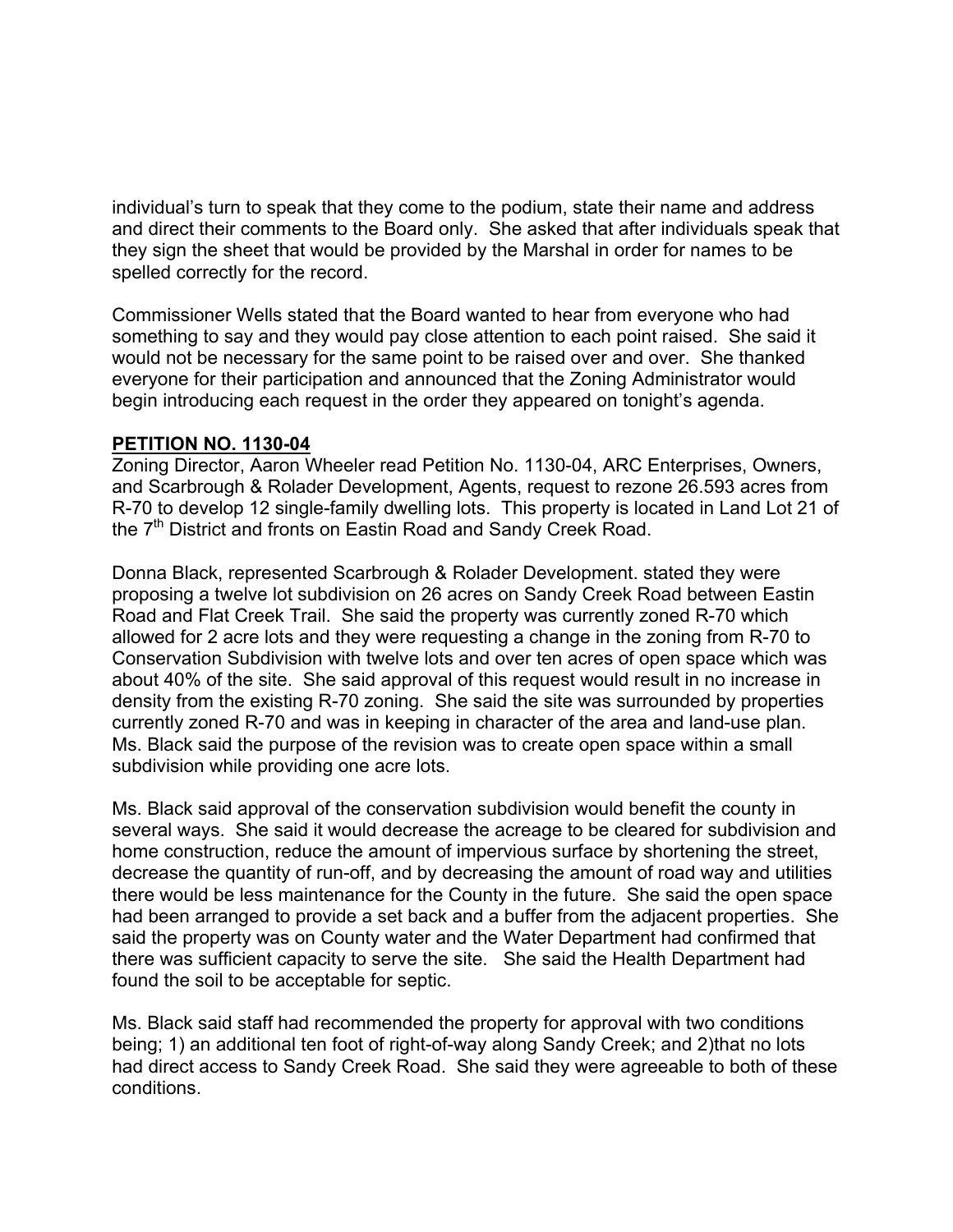individual's turn to speak that they come to the podium, state their name and address and direct their comments to the Board only. She asked that after individuals speak that they sign the sheet that would be provided by the Marshal in order for names to be spelled correctly for the record.

Commissioner Wells stated that the Board wanted to hear from everyone who had something to say and they would pay close attention to each point raised. She said it would not be necessary for the same point to be raised over and over. She thanked everyone for their participation and announced that the Zoning Administrator would begin introducing each request in the order they appeared on tonight's agenda.

**PETITION NO. 1130-04**

Zoning Director, Aaron Wheeler read Petition No. 1130-04, ARC Enterprises, Owners, and Scarbrough & Rolader Development, Agents, request to rezone 26.593 acres from R-70 to develop 12 single-family dwelling lots. This property is located in Land Lot 21 of the 7th District and fronts on Eastin Road and Sandy Creek Road.

Donna Black, represented Scarbrough & Rolader Development. stated they were proposing a twelve lot subdivision on 26 acres on Sandy Creek Road between Eastin Road and Flat Creek Trail. She said the property was currently zoned R-70 which allowed for 2 acre lots and they were requesting a change in the zoning from R-70 to Conservation Subdivision with twelve lots and over ten acres of open space which was about 40% of the site. She said approval of this request would result in no increase in density from the existing R-70 zoning. She said the site was surrounded by properties currently zoned R-70 and was in keeping in character of the area and land-use plan. Ms. Black said the purpose of the revision was to create open space within a small subdivision while providing one acre lots.

Ms. Black said approval of the conservation subdivision would benefit the county in several ways. She said it would decrease the acreage to be cleared for subdivision and home construction, reduce the amount of impervious surface by shortening the street, decrease the quantity of run-off, and by decreasing the amount of road way and utilities there would be less maintenance for the County in the future. She said the open space had been arranged to provide a set back and a buffer from the adjacent properties. She said the property was on County water and the Water Department had confirmed that there was sufficient capacity to serve the site. She said the Health Department had found the soil to be acceptable for septic.

Ms. Black said staff had recommended the property for approval with two conditions being; 1) an additional ten foot of right-of-way along Sandy Creek; and 2)that no lots had direct access to Sandy Creek Road. She said they were agreeable to both of these conditions.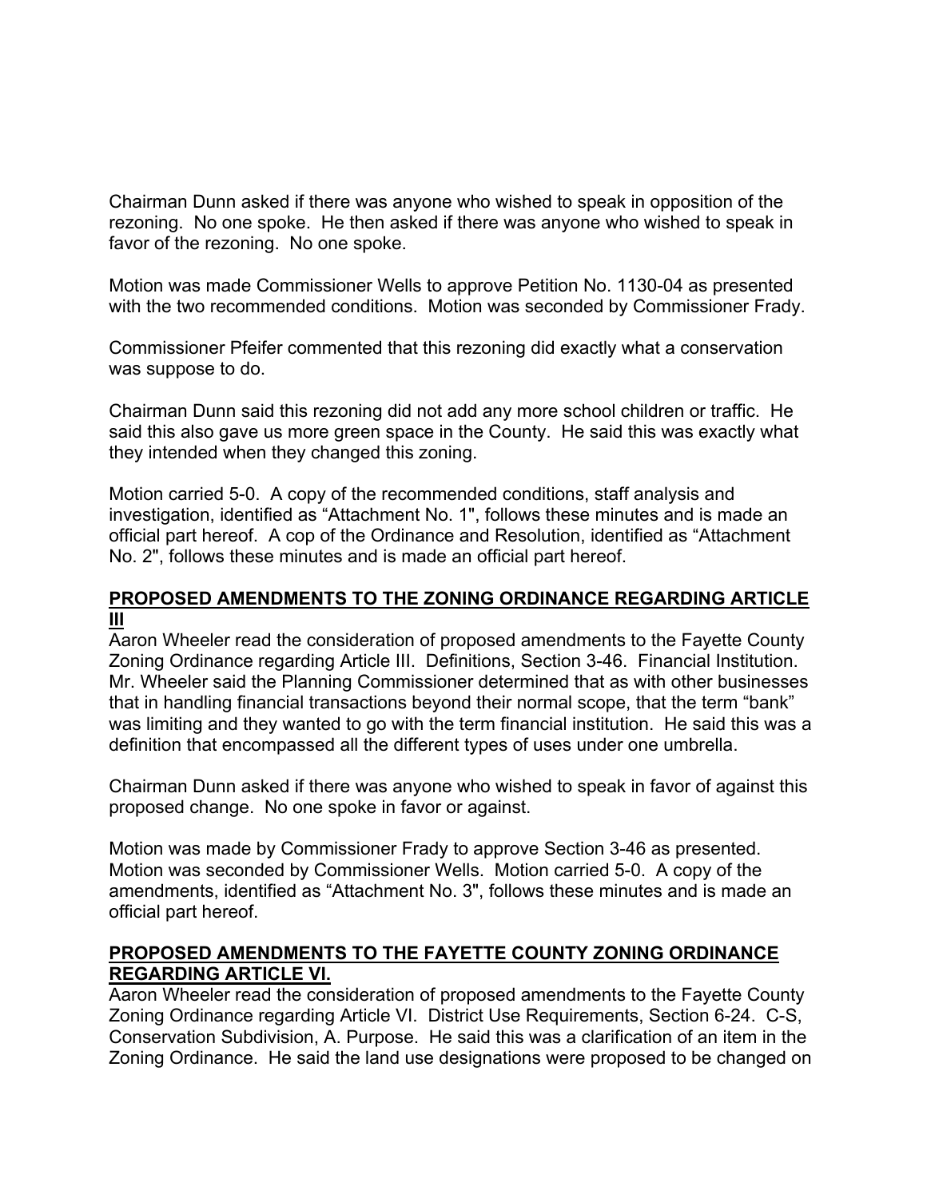Chairman Dunn asked if there was anyone who wished to speak in opposition of the rezoning. No one spoke. He then asked if there was anyone who wished to speak in favor of the rezoning. No one spoke.

Motion was made Commissioner Wells to approve Petition No. 1130-04 as presented with the two recommended conditions. Motion was seconded by Commissioner Frady.

Commissioner Pfeifer commented that this rezoning did exactly what a conservation was suppose to do.

Chairman Dunn said this rezoning did not add any more school children or traffic. He said this also gave us more green space in the County. He said this was exactly what they intended when they changed this zoning.

Motion carried 5-0. A copy of the recommended conditions, staff analysis and investigation, identified as "Attachment No. 1", follows these minutes and is made an official part hereof. A cop of the Ordinance and Resolution, identified as "Attachment No. 2", follows these minutes and is made an official part hereof.

**PROPOSED AMENDMENTS TO THE ZONING ORDINANCE REGARDING ARTICLE III**

Aaron Wheeler read the consideration of proposed amendments to the Fayette County Zoning Ordinance regarding Article III. Definitions, Section 3-46. Financial Institution. Mr. Wheeler said the Planning Commissioner determined that as with other businesses that in handling financial transactions beyond their normal scope, that the term "bank" was limiting and they wanted to go with the term financial institution. He said this was a definition that encompassed all the different types of uses under one umbrella.

Chairman Dunn asked if there was anyone who wished to speak in favor of against this proposed change. No one spoke in favor or against.

Motion was made by Commissioner Frady to approve Section 3-46 as presented. Motion was seconded by Commissioner Wells. Motion carried 5-0. A copy of the amendments, identified as "Attachment No. 3", follows these minutes and is made an official part hereof.

**PROPOSED AMENDMENTS TO THE FAYETTE COUNTY ZONING ORDINANCE REGARDING ARTICLE VI.**

Aaron Wheeler read the consideration of proposed amendments to the Fayette County Zoning Ordinance regarding Article VI. District Use Requirements, Section 6-24. C-S, Conservation Subdivision, A. Purpose. He said this was a clarification of an item in the Zoning Ordinance. He said the land use designations were proposed to be changed on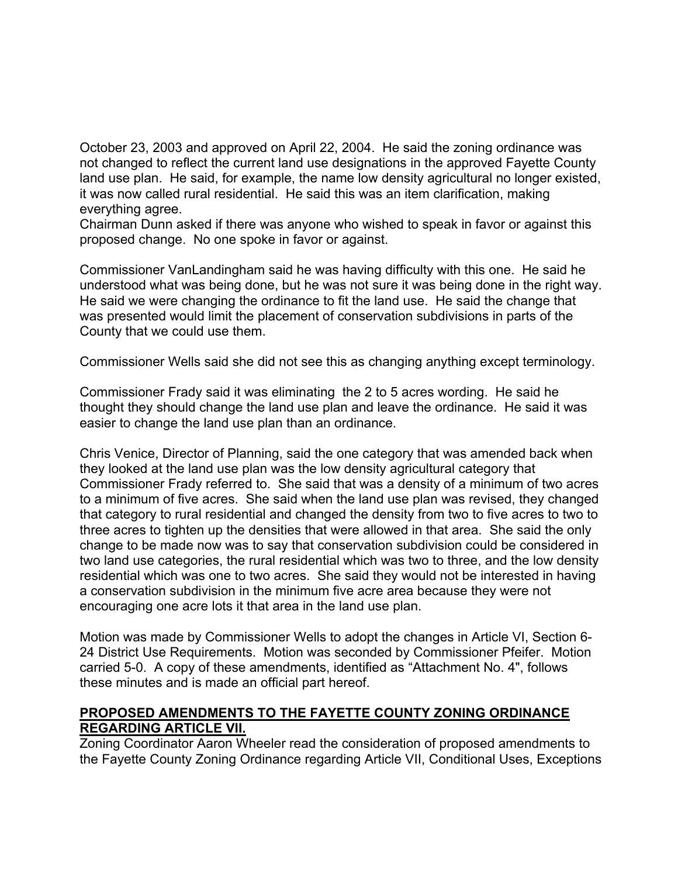October 23, 2003 and approved on April 22, 2004. He said the zoning ordinance was not changed to reflect the current land use designations in the approved Fayette County land use plan. He said, for example, the name low density agricultural no longer existed, it was now called rural residential. He said this was an item clarification, making everything agree.
Chairman Dunn asked if there was anyone who wished to speak in favor or against this proposed change. No one spoke in favor or against.

Commissioner VanLandingham said he was having difficulty with this one. He said he understood what was being done, but he was not sure it was being done in the right way. He said we were changing the ordinance to fit the land use. He said the change that was presented would limit the placement of conservation subdivisions in parts of the County that we could use them.

Commissioner Wells said she did not see this as changing anything except terminology.

Commissioner Frady said it was eliminating the 2 to 5 acres wording. He said he thought they should change the land use plan and leave the ordinance. He said it was easier to change the land use plan than an ordinance.

Chris Venice, Director of Planning, said the one category that was amended back when they looked at the land use plan was the low density agricultural category that Commissioner Frady referred to. She said that was a density of a minimum of two acres to a minimum of five acres. She said when the land use plan was revised, they changed that category to rural residential and changed the density from two to five acres to two to three acres to tighten up the densities that were allowed in that area. She said the only change to be made now was to say that conservation subdivision could be considered in two land use categories, the rural residential which was two to three, and the low density residential which was one to two acres. She said they would not be interested in having a conservation subdivision in the minimum five acre area because they were not encouraging one acre lots it that area in the land use plan.

Motion was made by Commissioner Wells to adopt the changes in Article VI, Section 6-24 District Use Requirements. Motion was seconded by Commissioner Pfeifer. Motion carried 5-0. A copy of these amendments, identified as "Attachment No. 4", follows these minutes and is made an official part hereof.

**PROPOSED AMENDMENTS TO THE FAYETTE COUNTY ZONING ORDINANCE REGARDING ARTICLE VII.**

Zoning Coordinator Aaron Wheeler read the consideration of proposed amendments to the Fayette County Zoning Ordinance regarding Article VII, Conditional Uses, Exceptions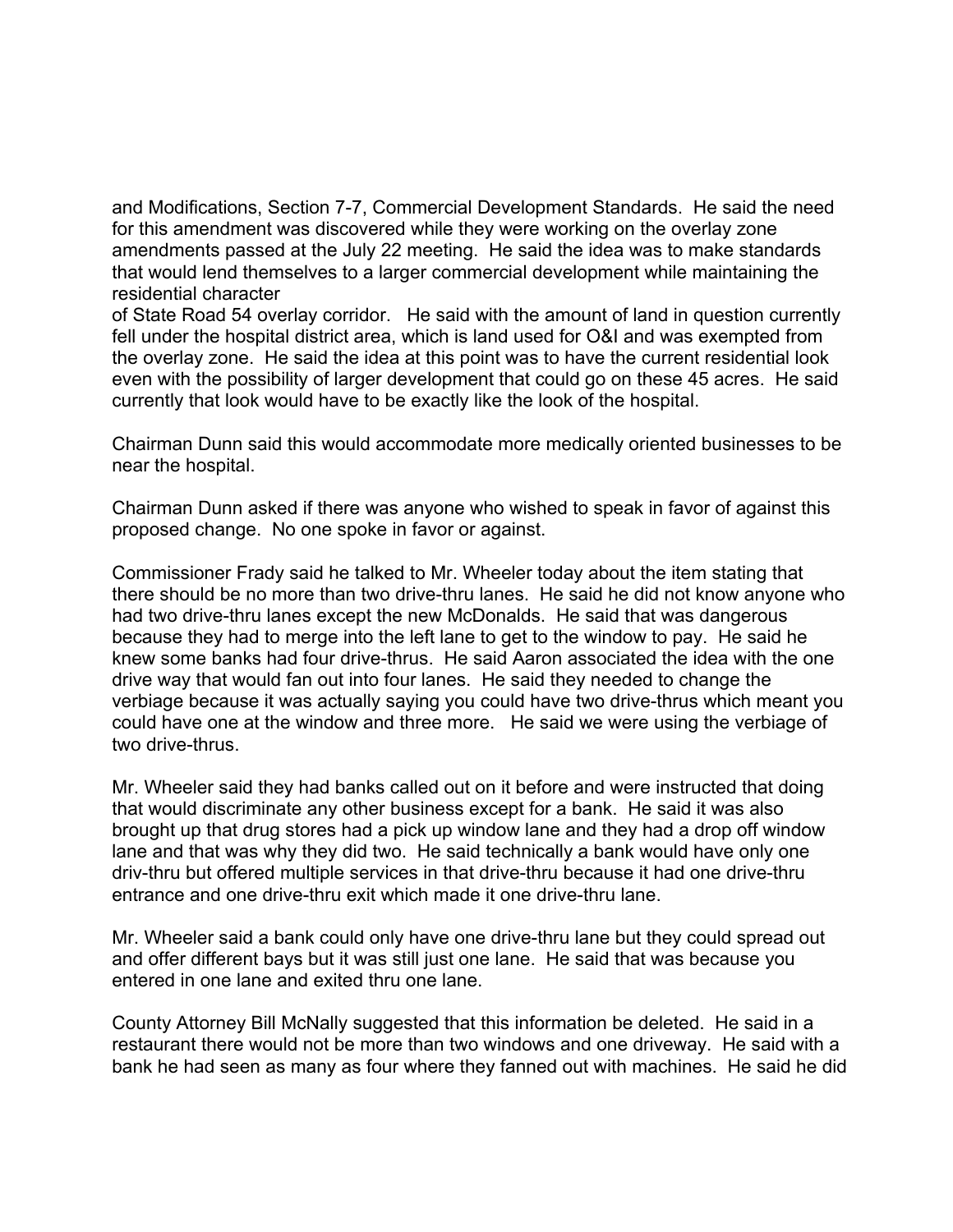and Modifications, Section 7-7, Commercial Development Standards. He said the need for this amendment was discovered while they were working on the overlay zone amendments passed at the July 22 meeting. He said the idea was to make standards that would lend themselves to a larger commercial development while maintaining the residential character
of State Road 54 overlay corridor. He said with the amount of land in question currently fell under the hospital district area, which is land used for O&I and was exempted from the overlay zone. He said the idea at this point was to have the current residential look even with the possibility of larger development that could go on these 45 acres. He said currently that look would have to be exactly like the look of the hospital.

Chairman Dunn said this would accommodate more medically oriented businesses to be near the hospital.

Chairman Dunn asked if there was anyone who wished to speak in favor of against this proposed change. No one spoke in favor or against.

Commissioner Frady said he talked to Mr. Wheeler today about the item stating that there should be no more than two drive-thru lanes. He said he did not know anyone who had two drive-thru lanes except the new McDonalds. He said that was dangerous because they had to merge into the left lane to get to the window to pay. He said he knew some banks had four drive-thrus. He said Aaron associated the idea with the one drive way that would fan out into four lanes. He said they needed to change the verbiage because it was actually saying you could have two drive-thrus which meant you could have one at the window and three more. He said we were using the verbiage of two drive-thrus.

Mr. Wheeler said they had banks called out on it before and were instructed that doing that would discriminate any other business except for a bank. He said it was also brought up that drug stores had a pick up window lane and they had a drop off window lane and that was why they did two. He said technically a bank would have only one driv-thru but offered multiple services in that drive-thru because it had one drive-thru entrance and one drive-thru exit which made it one drive-thru lane.

Mr. Wheeler said a bank could only have one drive-thru lane but they could spread out and offer different bays but it was still just one lane. He said that was because you entered in one lane and exited thru one lane.

County Attorney Bill McNally suggested that this information be deleted. He said in a restaurant there would not be more than two windows and one driveway. He said with a bank he had seen as many as four where they fanned out with machines. He said he did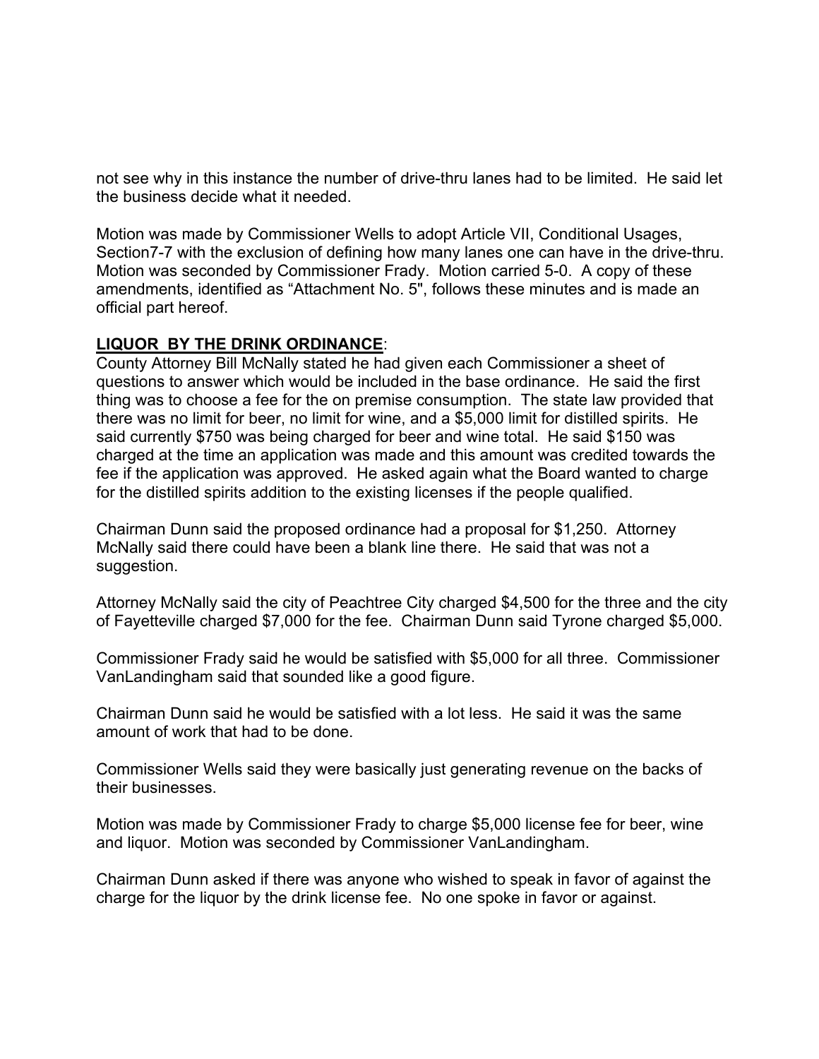not see why in this instance the number of drive-thru lanes had to be limited. He said let the business decide what it needed.

Motion was made by Commissioner Wells to adopt Article VII, Conditional Usages, Section7-7 with the exclusion of defining how many lanes one can have in the drive-thru. Motion was seconded by Commissioner Frady. Motion carried 5-0. A copy of these amendments, identified as “Attachment No. 5", follows these minutes and is made an official part hereof.

**LIQUOR BY THE DRINK ORDINANCE**:

County Attorney Bill McNally stated he had given each Commissioner a sheet of questions to answer which would be included in the base ordinance. He said the first thing was to choose a fee for the on premise consumption. The state law provided that there was no limit for beer, no limit for wine, and a $5,000 limit for distilled spirits. He said currently $750 was being charged for beer and wine total. He said $150 was charged at the time an application was made and this amount was credited towards the fee if the application was approved. He asked again what the Board wanted to charge for the distilled spirits addition to the existing licenses if the people qualified.

Chairman Dunn said the proposed ordinance had a proposal for $1,250. Attorney McNally said there could have been a blank line there. He said that was not a suggestion.

Attorney McNally said the city of Peachtree City charged $4,500 for the three and the city of Fayetteville charged $7,000 for the fee. Chairman Dunn said Tyrone charged $5,000.

Commissioner Frady said he would be satisfied with $5,000 for all three. Commissioner VanLandingham said that sounded like a good figure.

Chairman Dunn said he would be satisfied with a lot less. He said it was the same amount of work that had to be done.

Commissioner Wells said they were basically just generating revenue on the backs of their businesses.

Motion was made by Commissioner Frady to charge $5,000 license fee for beer, wine and liquor. Motion was seconded by Commissioner VanLandingham.

Chairman Dunn asked if there was anyone who wished to speak in favor of against the charge for the liquor by the drink license fee. No one spoke in favor or against.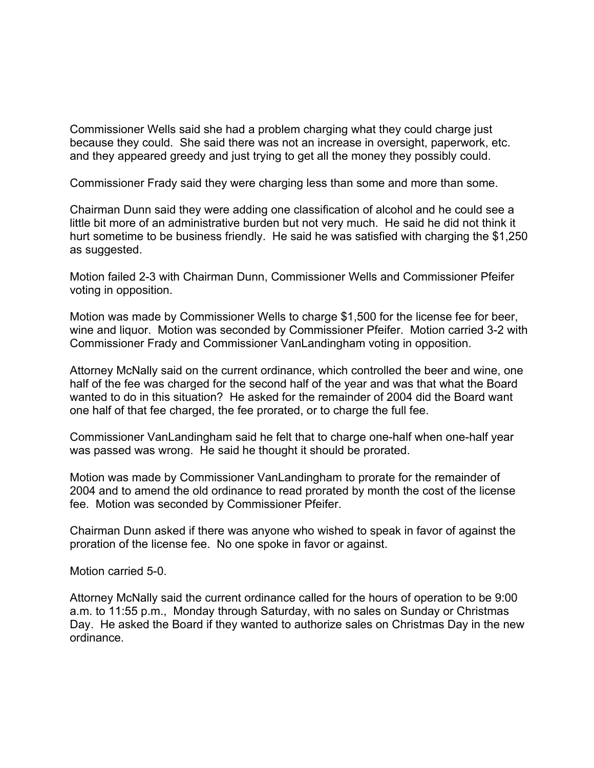Commissioner Wells said she had a problem charging what they could charge just because they could. She said there was not an increase in oversight, paperwork, etc. and they appeared greedy and just trying to get all the money they possibly could.

Commissioner Frady said they were charging less than some and more than some.

Chairman Dunn said they were adding one classification of alcohol and he could see a little bit more of an administrative burden but not very much. He said he did not think it hurt sometime to be business friendly. He said he was satisfied with charging the $1,250 as suggested.

Motion failed 2-3 with Chairman Dunn, Commissioner Wells and Commissioner Pfeifer voting in opposition.

Motion was made by Commissioner Wells to charge $1,500 for the license fee for beer, wine and liquor. Motion was seconded by Commissioner Pfeifer. Motion carried 3-2 with Commissioner Frady and Commissioner VanLandingham voting in opposition.

Attorney McNally said on the current ordinance, which controlled the beer and wine, one half of the fee was charged for the second half of the year and was that what the Board wanted to do in this situation? He asked for the remainder of 2004 did the Board want one half of that fee charged, the fee prorated, or to charge the full fee.

Commissioner VanLandingham said he felt that to charge one-half when one-half year was passed was wrong. He said he thought it should be prorated.

Motion was made by Commissioner VanLandingham to prorate for the remainder of 2004 and to amend the old ordinance to read prorated by month the cost of the license fee. Motion was seconded by Commissioner Pfeifer.

Chairman Dunn asked if there was anyone who wished to speak in favor of against the proration of the license fee. No one spoke in favor or against.

Motion carried 5-0.

Attorney McNally said the current ordinance called for the hours of operation to be 9:00 a.m. to 11:55 p.m., Monday through Saturday, with no sales on Sunday or Christmas Day. He asked the Board if they wanted to authorize sales on Christmas Day in the new ordinance.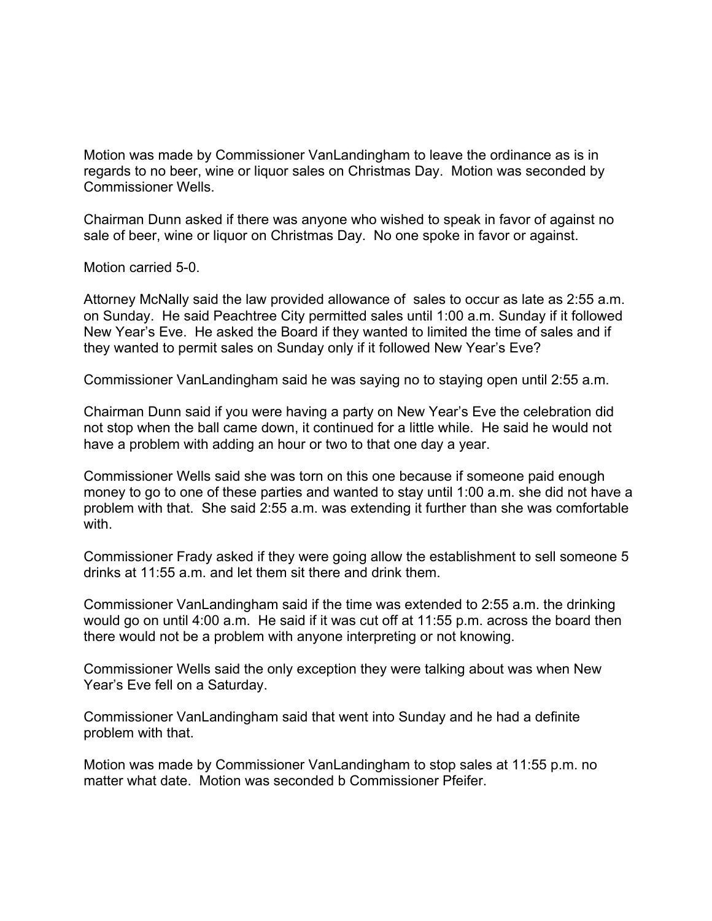Motion was made by Commissioner VanLandingham to leave the ordinance as is in regards to no beer, wine or liquor sales on Christmas Day. Motion was seconded by Commissioner Wells.

Chairman Dunn asked if there was anyone who wished to speak in favor of against no sale of beer, wine or liquor on Christmas Day. No one spoke in favor or against.

Motion carried 5-0.

Attorney McNally said the law provided allowance of sales to occur as late as 2:55 a.m. on Sunday. He said Peachtree City permitted sales until 1:00 a.m. Sunday if it followed New Year's Eve. He asked the Board if they wanted to limited the time of sales and if they wanted to permit sales on Sunday only if it followed New Year's Eve?

Commissioner VanLandingham said he was saying no to staying open until 2:55 a.m.

Chairman Dunn said if you were having a party on New Year's Eve the celebration did not stop when the ball came down, it continued for a little while. He said he would not have a problem with adding an hour or two to that one day a year.

Commissioner Wells said she was torn on this one because if someone paid enough money to go to one of these parties and wanted to stay until 1:00 a.m. she did not have a problem with that. She said 2:55 a.m. was extending it further than she was comfortable with.

Commissioner Frady asked if they were going allow the establishment to sell someone 5 drinks at 11:55 a.m. and let them sit there and drink them.

Commissioner VanLandingham said if the time was extended to 2:55 a.m. the drinking would go on until 4:00 a.m. He said if it was cut off at 11:55 p.m. across the board then there would not be a problem with anyone interpreting or not knowing.

Commissioner Wells said the only exception they were talking about was when New Year's Eve fell on a Saturday.

Commissioner VanLandingham said that went into Sunday and he had a definite problem with that.

Motion was made by Commissioner VanLandingham to stop sales at 11:55 p.m. no matter what date. Motion was seconded b Commissioner Pfeifer.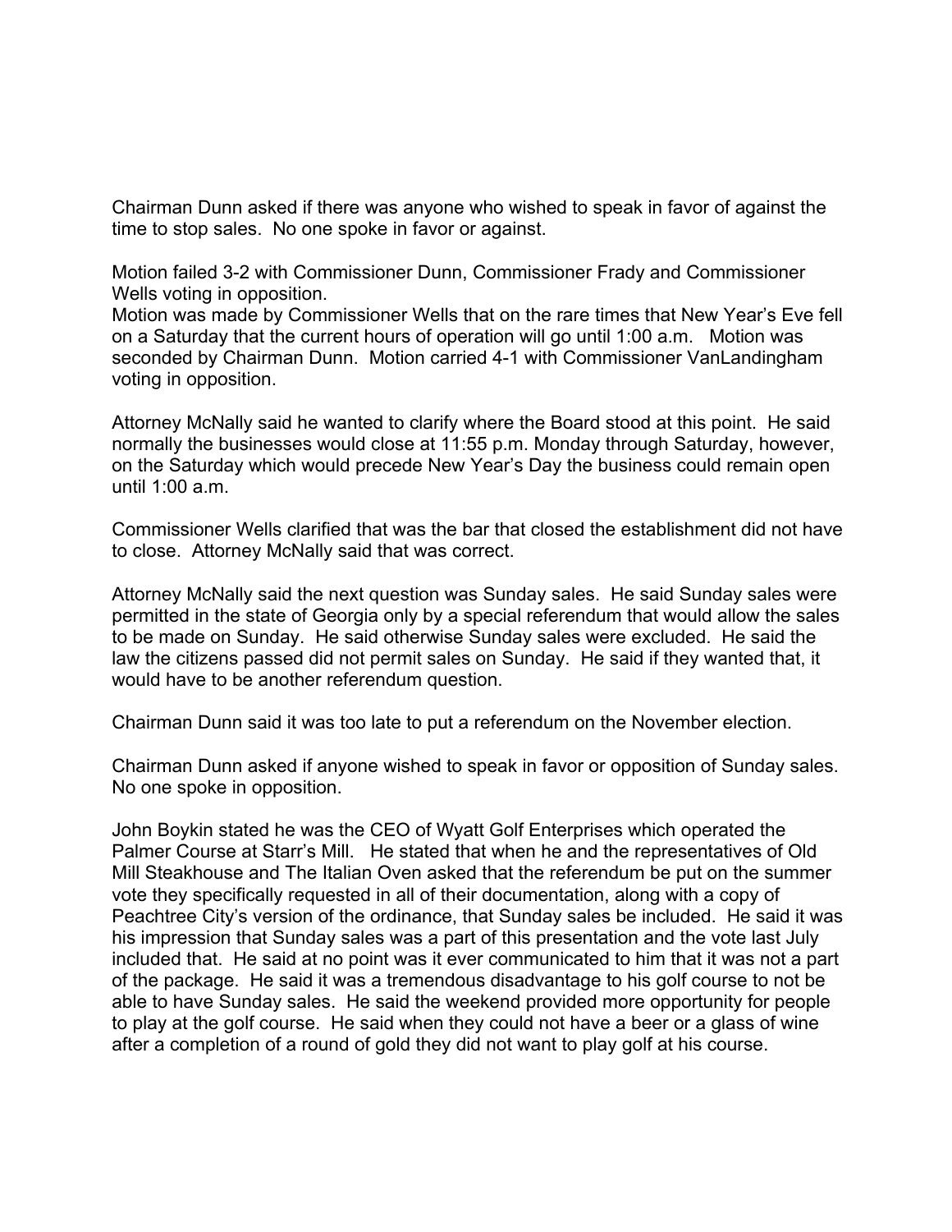Chairman Dunn asked if there was anyone who wished to speak in favor of against the time to stop sales. No one spoke in favor or against.

Motion failed 3-2 with Commissioner Dunn, Commissioner Frady and Commissioner Wells voting in opposition.
Motion was made by Commissioner Wells that on the rare times that New Year's Eve fell on a Saturday that the current hours of operation will go until 1:00 a.m. Motion was seconded by Chairman Dunn. Motion carried 4-1 with Commissioner VanLandingham voting in opposition.

Attorney McNally said he wanted to clarify where the Board stood at this point. He said normally the businesses would close at 11:55 p.m. Monday through Saturday, however, on the Saturday which would precede New Year's Day the business could remain open until 1:00 a.m.

Commissioner Wells clarified that was the bar that closed the establishment did not have to close. Attorney McNally said that was correct.

Attorney McNally said the next question was Sunday sales. He said Sunday sales were permitted in the state of Georgia only by a special referendum that would allow the sales to be made on Sunday. He said otherwise Sunday sales were excluded. He said the law the citizens passed did not permit sales on Sunday. He said if they wanted that, it would have to be another referendum question.

Chairman Dunn said it was too late to put a referendum on the November election.

Chairman Dunn asked if anyone wished to speak in favor or opposition of Sunday sales. No one spoke in opposition.

John Boykin stated he was the CEO of Wyatt Golf Enterprises which operated the Palmer Course at Starr's Mill. He stated that when he and the representatives of Old Mill Steakhouse and The Italian Oven asked that the referendum be put on the summer vote they specifically requested in all of their documentation, along with a copy of Peachtree City's version of the ordinance, that Sunday sales be included. He said it was his impression that Sunday sales was a part of this presentation and the vote last July included that. He said at no point was it ever communicated to him that it was not a part of the package. He said it was a tremendous disadvantage to his golf course to not be able to have Sunday sales. He said the weekend provided more opportunity for people to play at the golf course. He said when they could not have a beer or a glass of wine after a completion of a round of gold they did not want to play golf at his course.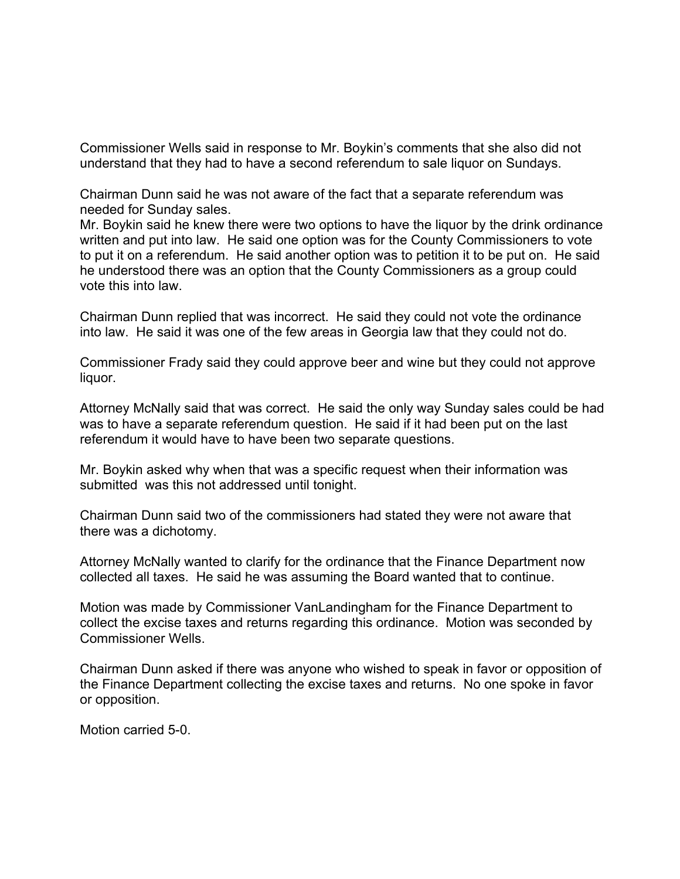Commissioner Wells said in response to Mr. Boykin's comments that she also did not understand that they had to have a second referendum to sale liquor on Sundays.

Chairman Dunn said he was not aware of the fact that a separate referendum was needed for Sunday sales.

Mr. Boykin said he knew there were two options to have the liquor by the drink ordinance written and put into law. He said one option was for the County Commissioners to vote to put it on a referendum. He said another option was to petition it to be put on. He said he understood there was an option that the County Commissioners as a group could vote this into law.

Chairman Dunn replied that was incorrect. He said they could not vote the ordinance into law. He said it was one of the few areas in Georgia law that they could not do.

Commissioner Frady said they could approve beer and wine but they could not approve liquor.

Attorney McNally said that was correct. He said the only way Sunday sales could be had was to have a separate referendum question. He said if it had been put on the last referendum it would have to have been two separate questions.

Mr. Boykin asked why when that was a specific request when their information was submitted was this not addressed until tonight.

Chairman Dunn said two of the commissioners had stated they were not aware that there was a dichotomy.

Attorney McNally wanted to clarify for the ordinance that the Finance Department now collected all taxes. He said he was assuming the Board wanted that to continue.

Motion was made by Commissioner VanLandingham for the Finance Department to collect the excise taxes and returns regarding this ordinance. Motion was seconded by Commissioner Wells.

Chairman Dunn asked if there was anyone who wished to speak in favor or opposition of the Finance Department collecting the excise taxes and returns. No one spoke in favor or opposition.

Motion carried 5-0.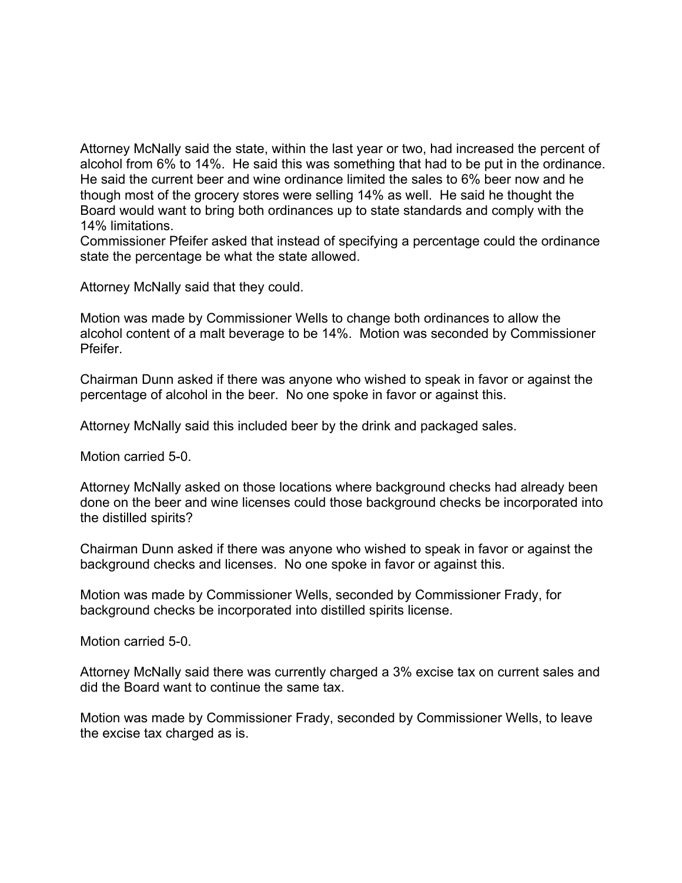Attorney McNally said the state, within the last year or two, had increased the percent of alcohol from 6% to 14%. He said this was something that had to be put in the ordinance. He said the current beer and wine ordinance limited the sales to 6% beer now and he though most of the grocery stores were selling 14% as well. He said he thought the Board would want to bring both ordinances up to state standards and comply with the 14% limitations.
Commissioner Pfeifer asked that instead of specifying a percentage could the ordinance state the percentage be what the state allowed.

Attorney McNally said that they could.

Motion was made by Commissioner Wells to change both ordinances to allow the alcohol content of a malt beverage to be 14%. Motion was seconded by Commissioner Pfeifer.

Chairman Dunn asked if there was anyone who wished to speak in favor or against the percentage of alcohol in the beer. No one spoke in favor or against this.

Attorney McNally said this included beer by the drink and packaged sales.

Motion carried 5-0.

Attorney McNally asked on those locations where background checks had already been done on the beer and wine licenses could those background checks be incorporated into the distilled spirits?

Chairman Dunn asked if there was anyone who wished to speak in favor or against the background checks and licenses. No one spoke in favor or against this.

Motion was made by Commissioner Wells, seconded by Commissioner Frady, for background checks be incorporated into distilled spirits license.

Motion carried 5-0.

Attorney McNally said there was currently charged a 3% excise tax on current sales and did the Board want to continue the same tax.

Motion was made by Commissioner Frady, seconded by Commissioner Wells, to leave the excise tax charged as is.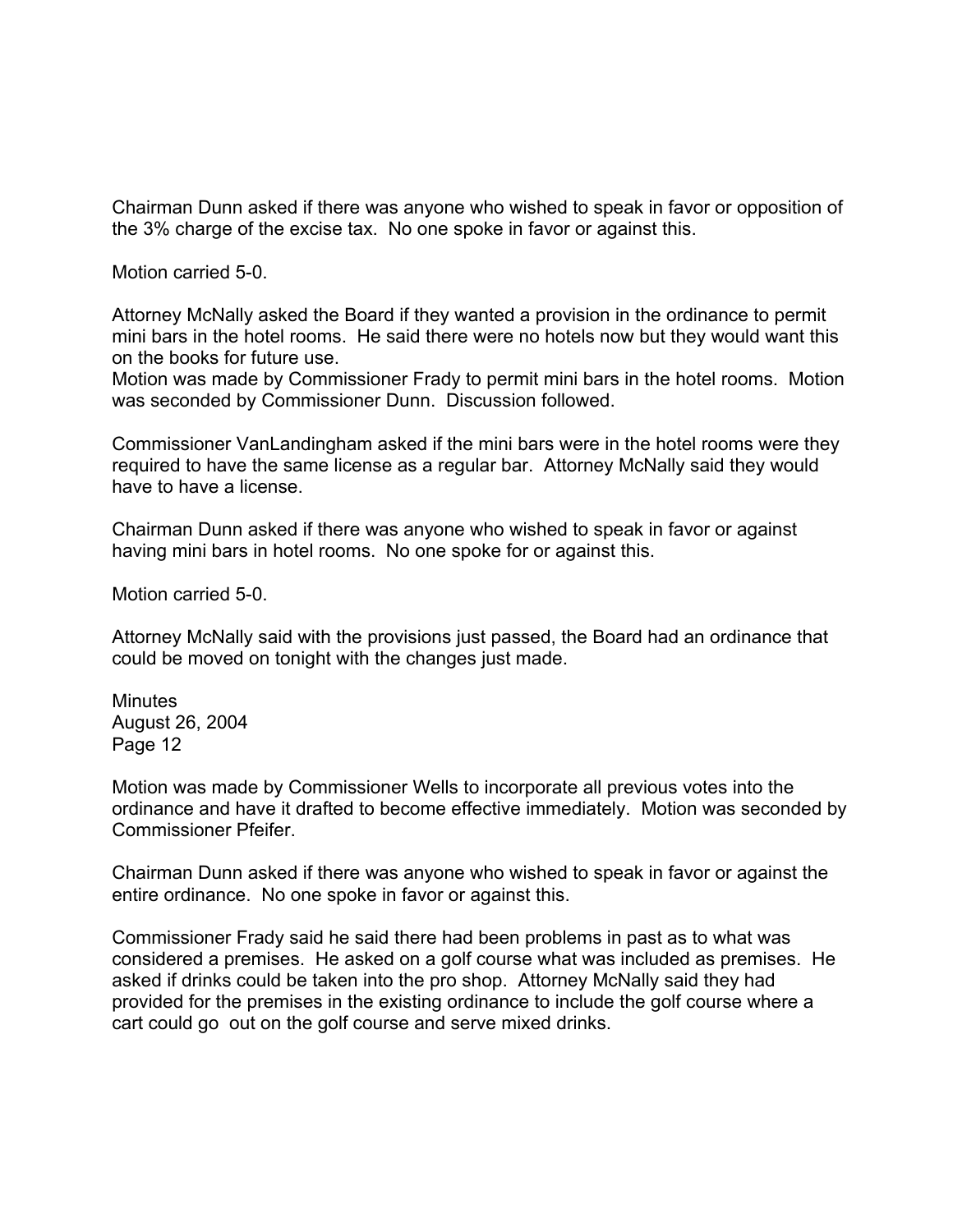Chairman Dunn asked if there was anyone who wished to speak in favor or opposition of the 3% charge of the excise tax. No one spoke in favor or against this.

Motion carried 5-0.

Attorney McNally asked the Board if they wanted a provision in the ordinance to permit mini bars in the hotel rooms. He said there were no hotels now but they would want this on the books for future use.
Motion was made by Commissioner Frady to permit mini bars in the hotel rooms. Motion was seconded by Commissioner Dunn. Discussion followed.

Commissioner VanLandingham asked if the mini bars were in the hotel rooms were they required to have the same license as a regular bar. Attorney McNally said they would have to have a license.

Chairman Dunn asked if there was anyone who wished to speak in favor or against having mini bars in hotel rooms. No one spoke for or against this.

Motion carried 5-0.

Attorney McNally said with the provisions just passed, the Board had an ordinance that could be moved on tonight with the changes just made.

Motion was made by Commissioner Wells to incorporate all previous votes into the ordinance and have it drafted to become effective immediately. Motion was seconded by Commissioner Pfeifer.

Chairman Dunn asked if there was anyone who wished to speak in favor or against the entire ordinance. No one spoke in favor or against this.

Commissioner Frady said he said there had been problems in past as to what was considered a premises. He asked on a golf course what was included as premises. He asked if drinks could be taken into the pro shop. Attorney McNally said they had provided for the premises in the existing ordinance to include the golf course where a cart could go out on the golf course and serve mixed drinks.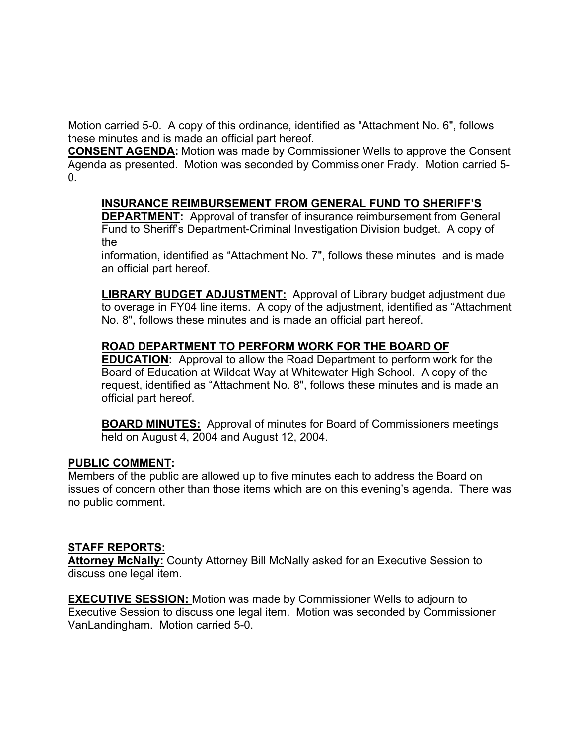Motion carried 5-0. A copy of this ordinance, identified as "Attachment No. 6", follows these minutes and is made an official part hereof.

**CONSENT AGENDA:** Motion was made by Commissioner Wells to approve the Consent Agenda as presented. Motion was seconded by Commissioner Frady. Motion carried 5-0.

**INSURANCE REIMBURSEMENT FROM GENERAL FUND TO SHERIFF'S DEPARTMENT:** Approval of transfer of insurance reimbursement from General Fund to Sheriff's Department-Criminal Investigation Division budget. A copy of the information, identified as "Attachment No. 7", follows these minutes and is made an official part hereof.

**LIBRARY BUDGET ADJUSTMENT:** Approval of Library budget adjustment due to overage in FY04 line items. A copy of the adjustment, identified as "Attachment No. 8", follows these minutes and is made an official part hereof.

**ROAD DEPARTMENT TO PERFORM WORK FOR THE BOARD OF EDUCATION:** Approval to allow the Road Department to perform work for the Board of Education at Wildcat Way at Whitewater High School. A copy of the request, identified as "Attachment No. 8", follows these minutes and is made an official part hereof.

**BOARD MINUTES:** Approval of minutes for Board of Commissioners meetings held on August 4, 2004 and August 12, 2004.

**PUBLIC COMMENT:**

Members of the public are allowed up to five minutes each to address the Board on issues of concern other than those items which are on this evening's agenda. There was no public comment.

**STAFF REPORTS:**

**Attorney McNally:** County Attorney Bill McNally asked for an Executive Session to discuss one legal item.

**EXECUTIVE SESSION:** Motion was made by Commissioner Wells to adjourn to Executive Session to discuss one legal item. Motion was seconded by Commissioner VanLandingham. Motion carried 5-0.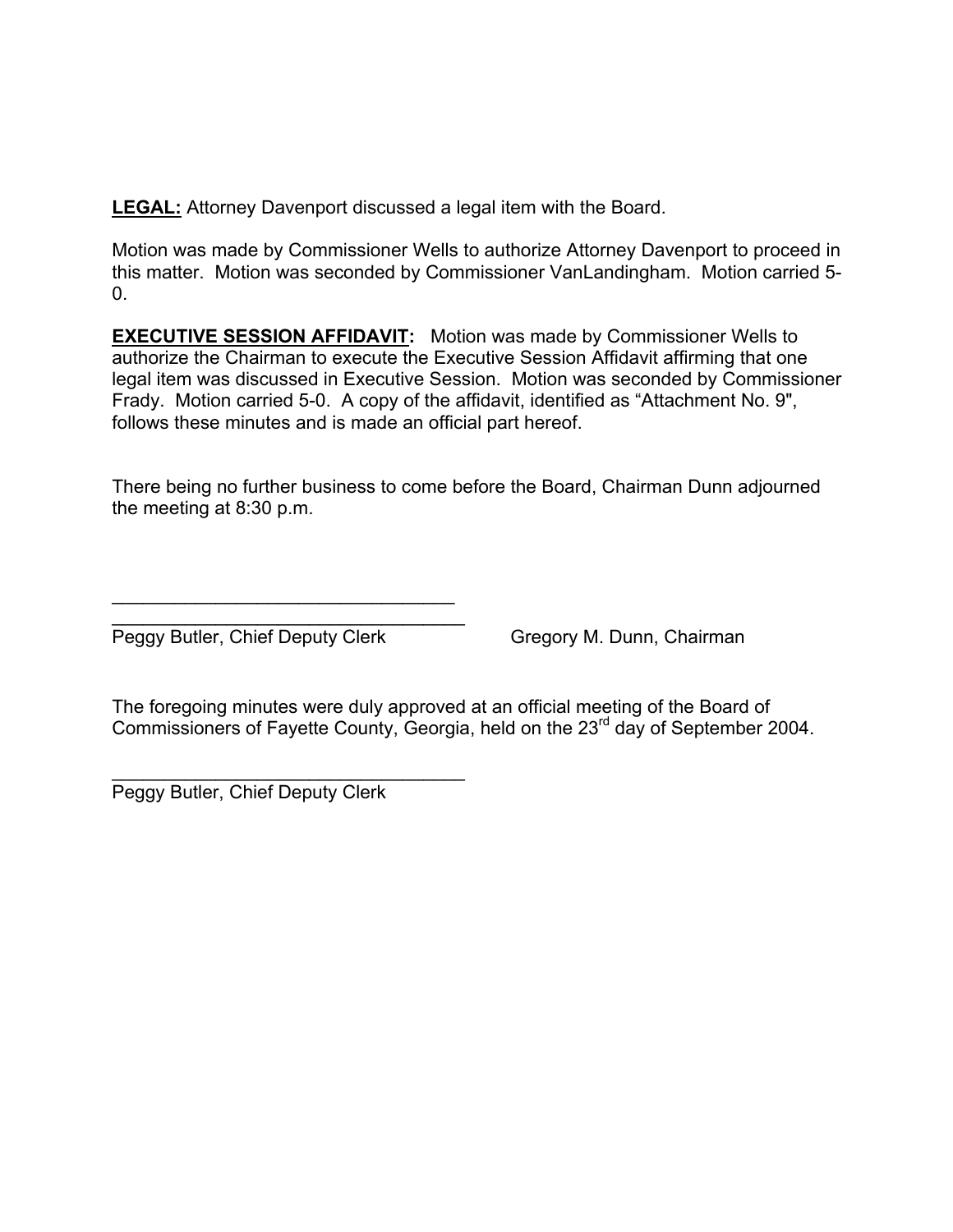**LEGAL:** Attorney Davenport discussed a legal item with the Board.

Motion was made by Commissioner Wells to authorize Attorney Davenport to proceed in this matter. Motion was seconded by Commissioner VanLandingham. Motion carried 5-0.

**EXECUTIVE SESSION AFFIDAVIT:** Motion was made by Commissioner Wells to authorize the Chairman to execute the Executive Session Affidavit affirming that one legal item was discussed in Executive Session. Motion was seconded by Commissioner Frady. Motion carried 5-0. A copy of the affidavit, identified as "Attachment No. 9", follows these minutes and is made an official part hereof.

There being no further business to come before the Board, Chairman Dunn adjourned the meeting at 8:30 p.m.

___________________________________
___________________________________
Peggy Butler, Chief Deputy Clerk

Gregory M. Dunn, Chairman

The foregoing minutes were duly approved at an official meeting of the Board of Commissioners of Fayette County, Georgia, held on the 23rd day of September 2004.

___________________________________
Peggy Butler, Chief Deputy Clerk